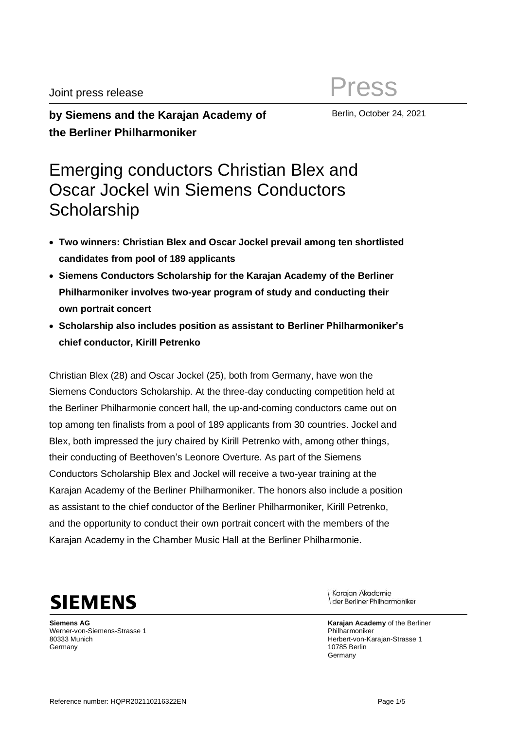Joint press release

Press

**by Siemens and the Karajan Academy of the Berliner Philharmoniker**

Berlin, October 24, 2021

# Emerging conductors Christian Blex and Oscar Jockel win Siemens Conductors Scholarship

- **Two winners: Christian Blex and Oscar Jockel prevail among ten shortlisted candidates from pool of 189 applicants**
- **Siemens Conductors Scholarship for the Karajan Academy of the Berliner Philharmoniker involves two-year program of study and conducting their own portrait concert**
- **Scholarship also includes position as assistant to Berliner Philharmoniker's chief conductor, Kirill Petrenko**

Christian Blex (28) and Oscar Jockel (25), both from Germany, have won the Siemens Conductors Scholarship. At the three-day conducting competition held at the Berliner Philharmonie concert hall, the up-and-coming conductors came out on top among ten finalists from a pool of 189 applicants from 30 countries. Jockel and Blex, both impressed the jury chaired by Kirill Petrenko with, among other things, their conducting of Beethoven's Leonore Overture. As part of the Siemens Conductors Scholarship Blex and Jockel will receive a two-year training at the Karajan Academy of the Berliner Philharmoniker. The honors also include a position as assistant to the chief conductor of the Berliner Philharmoniker, Kirill Petrenko, and the opportunity to conduct their own portrait concert with the members of the Karajan Academy in the Chamber Music Hall at the Berliner Philharmonie.

SIEMENS

Karajan-Akademie der Berliner Philharmoniker

**Siemens AG**
Werner-von-Siemens-Strasse 1
80333 Munich
Germany

**Karajan Academy** of the Berliner Philharmoniker
Herbert-von-Karajan-Strasse 1
10785 Berlin
Germany

Reference number: HQPR202110216322EN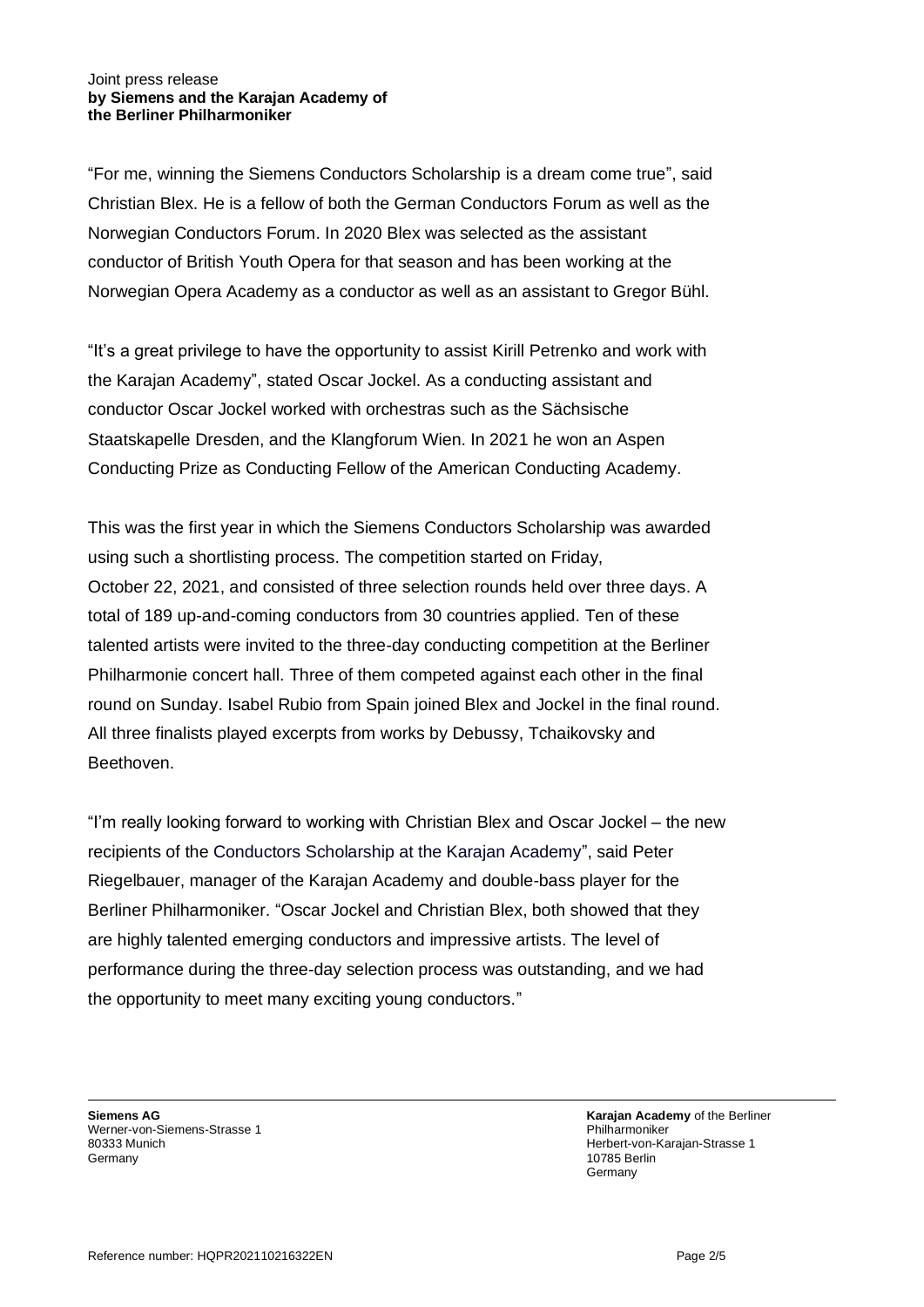"For me, winning the Siemens Conductors Scholarship is a dream come true", said Christian Blex. He is a fellow of both the German Conductors Forum as well as the Norwegian Conductors Forum. In 2020 Blex was selected as the assistant conductor of British Youth Opera for that season and has been working at the Norwegian Opera Academy as a conductor as well as an assistant to Gregor Bühl.

"It's a great privilege to have the opportunity to assist Kirill Petrenko and work with the Karajan Academy", stated Oscar Jockel. As a conducting assistant and conductor Oscar Jockel worked with orchestras such as the Sächsische Staatskapelle Dresden, and the Klangforum Wien. In 2021 he won an Aspen Conducting Prize as Conducting Fellow of the American Conducting Academy.

This was the first year in which the Siemens Conductors Scholarship was awarded using such a shortlisting process. The competition started on Friday, October 22, 2021, and consisted of three selection rounds held over three days. A total of 189 up-and-coming conductors from 30 countries applied. Ten of these talented artists were invited to the three-day conducting competition at the Berliner Philharmonie concert hall. Three of them competed against each other in the final round on Sunday. Isabel Rubio from Spain joined Blex and Jockel in the final round. All three finalists played excerpts from works by Debussy, Tchaikovsky and Beethoven.

"I'm really looking forward to working with Christian Blex and Oscar Jockel – the new recipients of the Conductors Scholarship at the Karajan Academy", said Peter Riegelbauer, manager of the Karajan Academy and double-bass player for the Berliner Philharmoniker. "Oscar Jockel and Christian Blex, both showed that they are highly talented emerging conductors and impressive artists. The level of performance during the three-day selection process was outstanding, and we had the opportunity to meet many exciting young conductors."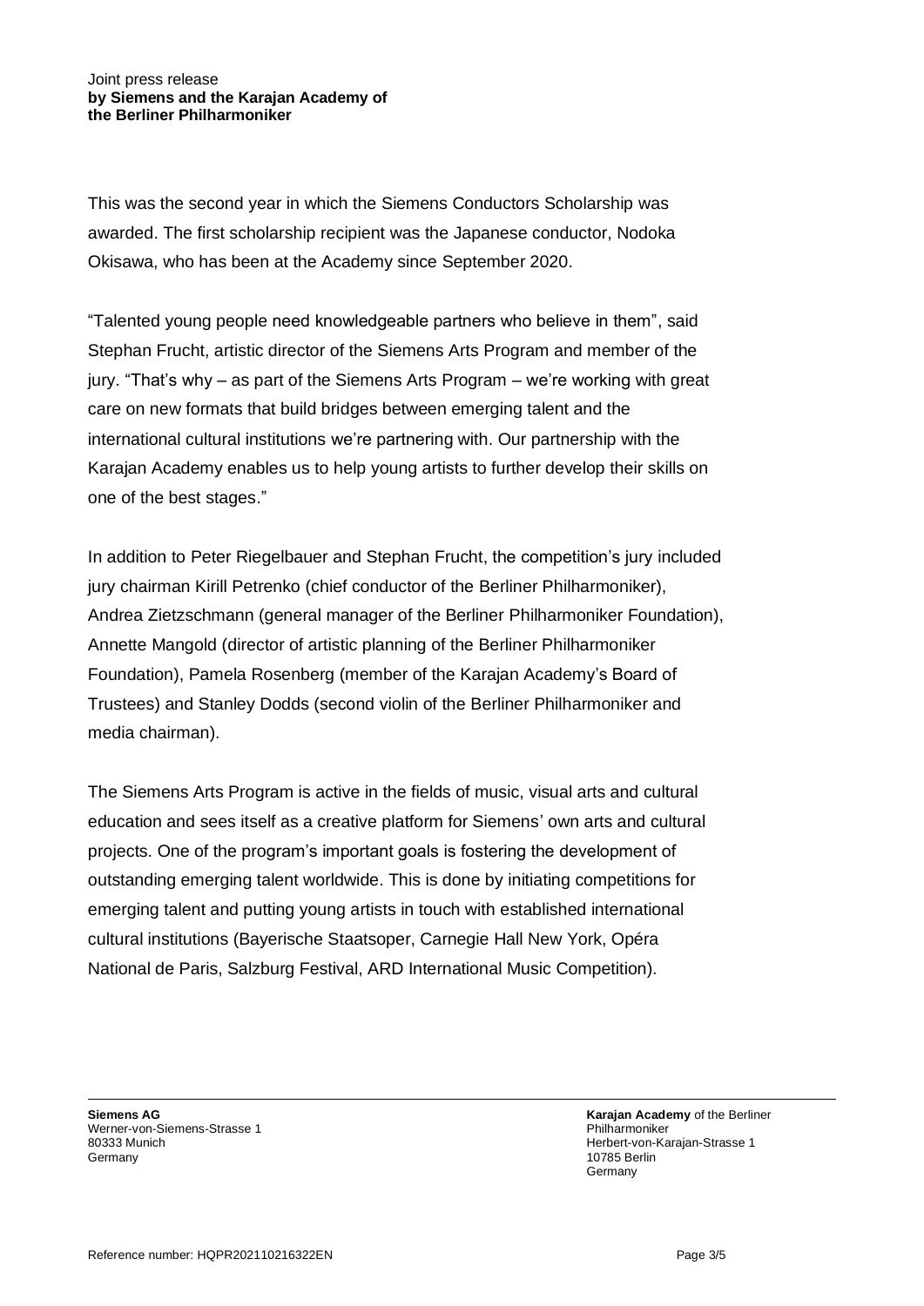This was the second year in which the Siemens Conductors Scholarship was awarded. The first scholarship recipient was the Japanese conductor, Nodoka Okisawa, who has been at the Academy since September 2020.

“Talented young people need knowledgeable partners who believe in them”, said Stephan Frucht, artistic director of the Siemens Arts Program and member of the jury. “That’s why – as part of the Siemens Arts Program – we’re working with great care on new formats that build bridges between emerging talent and the international cultural institutions we’re partnering with. Our partnership with the Karajan Academy enables us to help young artists to further develop their skills on one of the best stages.”

In addition to Peter Riegelbauer and Stephan Frucht, the competition’s jury included jury chairman Kirill Petrenko (chief conductor of the Berliner Philharmoniker), Andrea Zietzschmann (general manager of the Berliner Philharmoniker Foundation), Annette Mangold (director of artistic planning of the Berliner Philharmoniker Foundation), Pamela Rosenberg (member of the Karajan Academy’s Board of Trustees) and Stanley Dodds (second violin of the Berliner Philharmoniker and media chairman).

The Siemens Arts Program is active in the fields of music, visual arts and cultural education and sees itself as a creative platform for Siemens’ own arts and cultural projects. One of the program’s important goals is fostering the development of outstanding emerging talent worldwide. This is done by initiating competitions for emerging talent and putting young artists in touch with established international cultural institutions (Bayerische Staatsoper, Carnegie Hall New York, Opéra National de Paris, Salzburg Festival, ARD International Music Competition).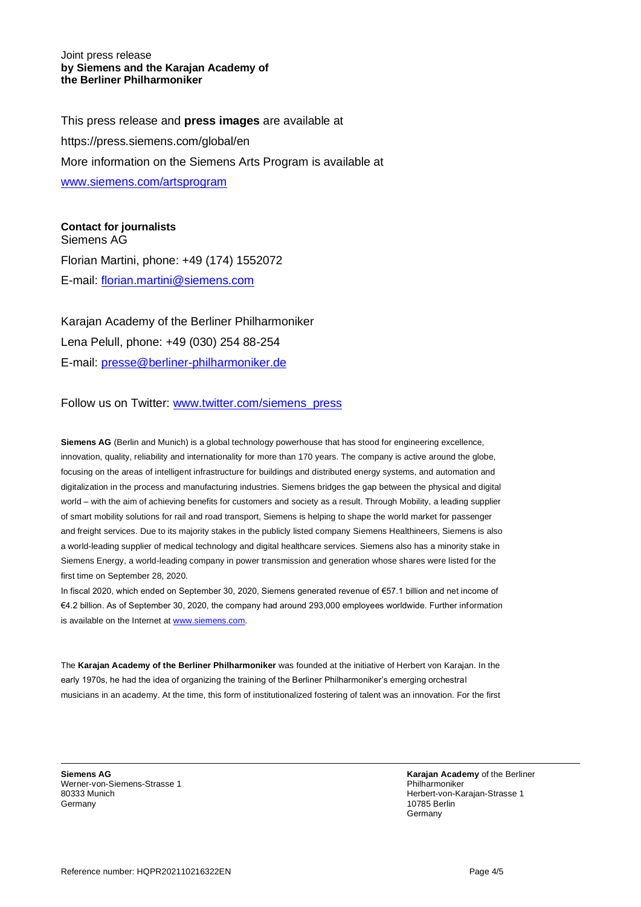Joint press release
**by Siemens and the Karajan Academy of the Berliner Philharmoniker**

This press release and **press images** are available at
https://press.siemens.com/global/en
More information on the Siemens Arts Program is available at
www.siemens.com/artsprogram

**Contact for journalists**
Siemens AG
Florian Martini, phone: +49 (174) 1552072
E-mail: florian.martini@siemens.com

Karajan Academy of the Berliner Philharmoniker
Lena Pelull, phone: +49 (030) 254 88-254
E-mail: presse@berliner-philharmoniker.de

Follow us on Twitter: www.twitter.com/siemens_press

**Siemens AG** (Berlin and Munich) is a global technology powerhouse that has stood for engineering excellence, innovation, quality, reliability and internationality for more than 170 years. The company is active around the globe, focusing on the areas of intelligent infrastructure for buildings and distributed energy systems, and automation and digitalization in the process and manufacturing industries. Siemens bridges the gap between the physical and digital world – with the aim of achieving benefits for customers and society as a result. Through Mobility, a leading supplier of smart mobility solutions for rail and road transport, Siemens is helping to shape the world market for passenger and freight services. Due to its majority stakes in the publicly listed company Siemens Healthineers, Siemens is also a world-leading supplier of medical technology and digital healthcare services. Siemens also has a minority stake in Siemens Energy, a world-leading company in power transmission and generation whose shares were listed for the first time on September 28, 2020.
In fiscal 2020, which ended on September 30, 2020, Siemens generated revenue of €57.1 billion and net income of €4.2 billion. As of September 30, 2020, the company had around 293,000 employees worldwide. Further information is available on the Internet at www.siemens.com.

The **Karajan Academy of the Berliner Philharmoniker** was founded at the initiative of Herbert von Karajan. In the early 1970s, he had the idea of organizing the training of the Berliner Philharmoniker's emerging orchestral musicians in an academy. At the time, this form of institutionalized fostering of talent was an innovation. For the first

**Siemens AG**
Werner-von-Siemens-Strasse 1
80333 Munich
Germany

**Karajan Academy** of the Berliner Philharmoniker
Herbert-von-Karajan-Strasse 1
10785 Berlin
Germany

Reference number: HQPR202110216322EN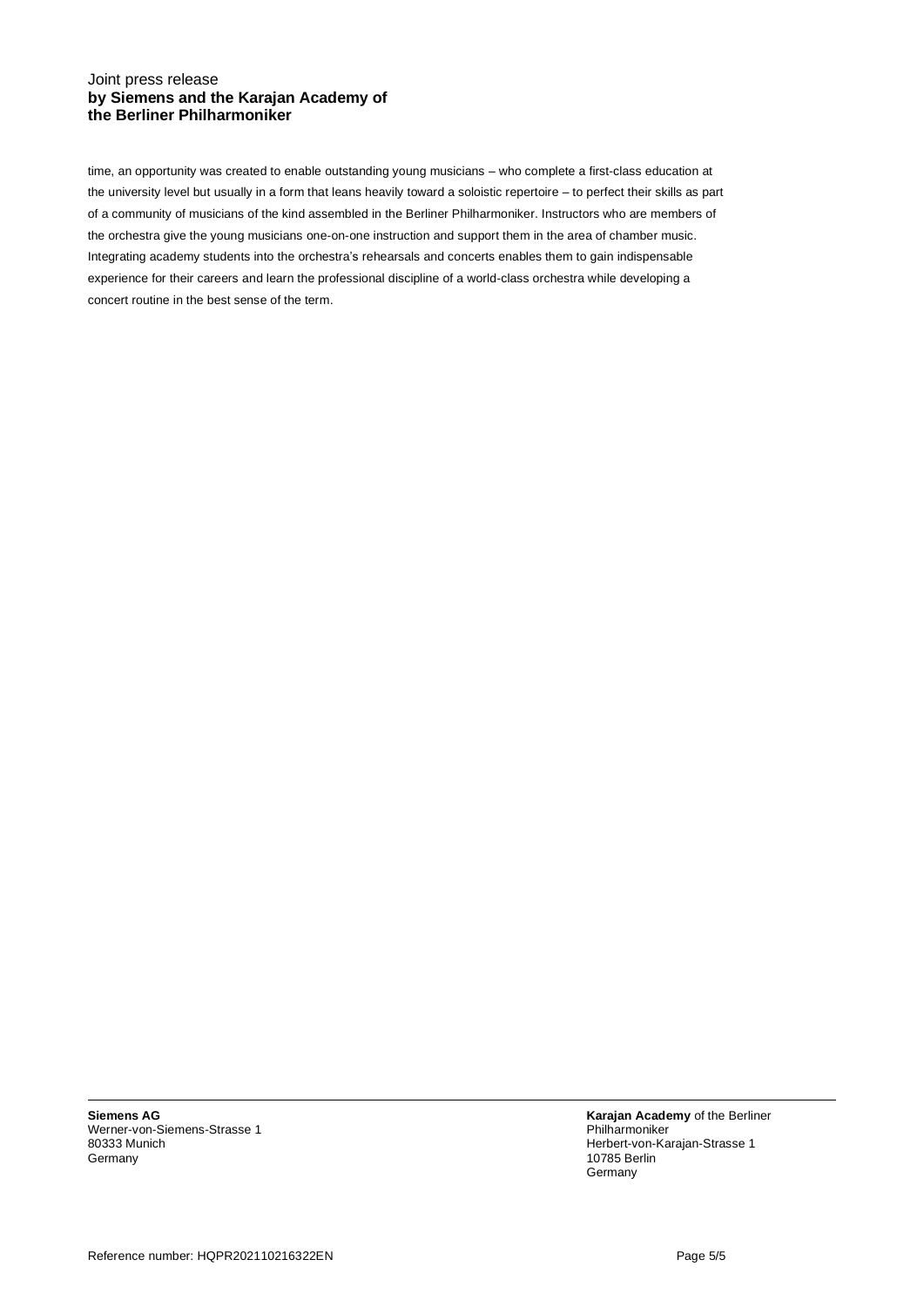time, an opportunity was created to enable outstanding young musicians – who complete a first-class education at the university level but usually in a form that leans heavily toward a soloistic repertoire – to perfect their skills as part of a community of musicians of the kind assembled in the Berliner Philharmoniker. Instructors who are members of the orchestra give the young musicians one-on-one instruction and support them in the area of chamber music. Integrating academy students into the orchestra's rehearsals and concerts enables them to gain indispensable experience for their careers and learn the professional discipline of a world-class orchestra while developing a concert routine in the best sense of the term.

**Siemens AG**
Werner-von-Siemens-Strasse 1
80333 Munich
Germany

**Karajan Academy** of the Berliner Philharmoniker
Herbert-von-Karajan-Strasse 1
10785 Berlin
Germany

Reference number: HQPR202110216322EN